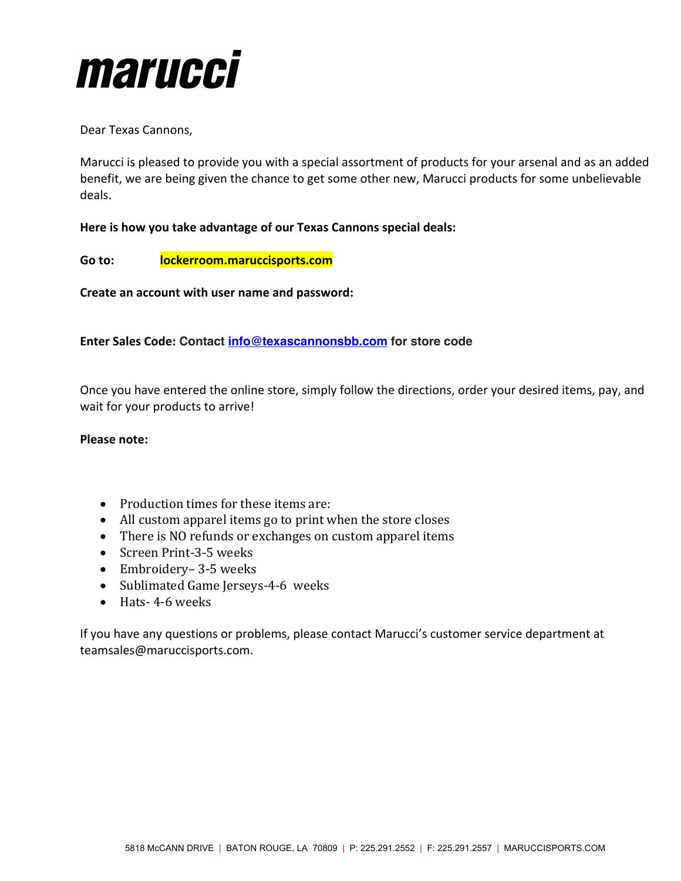# marucci

Dear Texas Cannons,

Marucci is pleased to provide you with a special assortment of products for your arsenal and as an added benefit, we are being given the chance to get some other new, Marucci products for some unbelievable deals.

**Here is how you take advantage of our Texas Cannons special deals:**

**Go to:** **lockerroom.maruccisports.com**

**Create an account with user name and password:**

**Enter Sales Code: Contact info@texascannonsbb.com for store code**

Once you have entered the online store, simply follow the directions, order your desired items, pay, and wait for your products to arrive!

**Please note:**

- Production times for these items are:
- All custom apparel items go to print when the store closes
- There is NO refunds or exchanges on custom apparel items
- Screen Print-3-5 weeks
- Embroidery– 3-5 weeks
- Sublimated Game Jerseys-4-6 weeks
- Hats- 4-6 weeks

If you have any questions or problems, please contact Marucci's customer service department at teamsales@maruccisports.com.

5818 McCANN DRIVE | BATON ROUGE, LA 70809 | P: 225.291.2552 | F: 225.291.2557 | MARUCCISPORTS.COM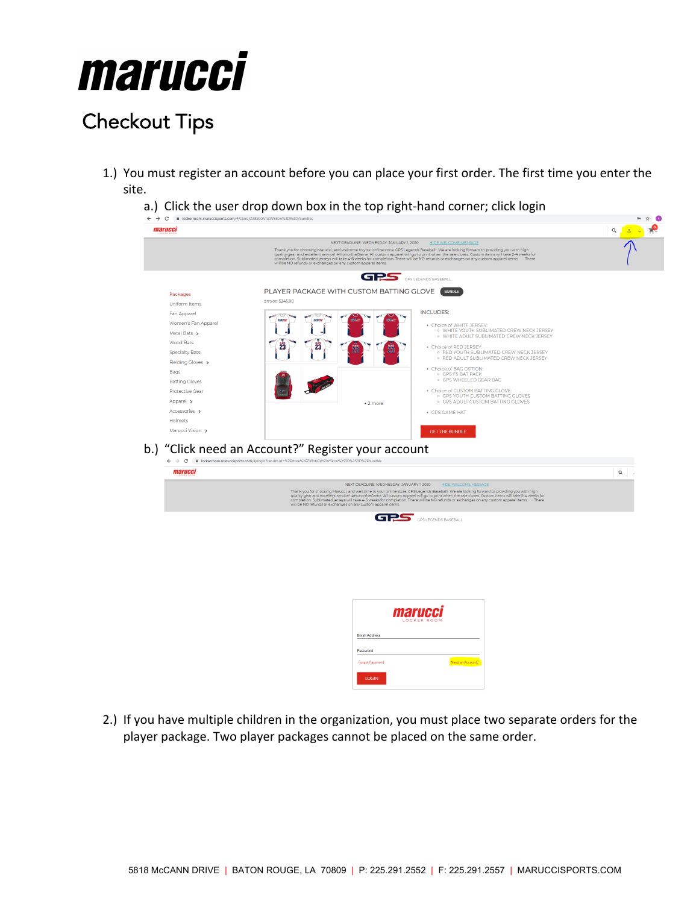# marucci

## Checkout Tips

1.) You must register an account before you can place your first order. The first time you enter the site.

   a.) Click the user drop down box in the top right-hand corner; click login

   b.) "Click need an Account?" Register your account

2.) If you have multiple children in the organization, you must place two separate orders for the player package. Two player packages cannot be placed on the same order.

5818 McCANN DRIVE | BATON ROUGE, LA 70809 | P: 225.291.2552 | F: 225.291.2557 | MARUCCISPORTS.COM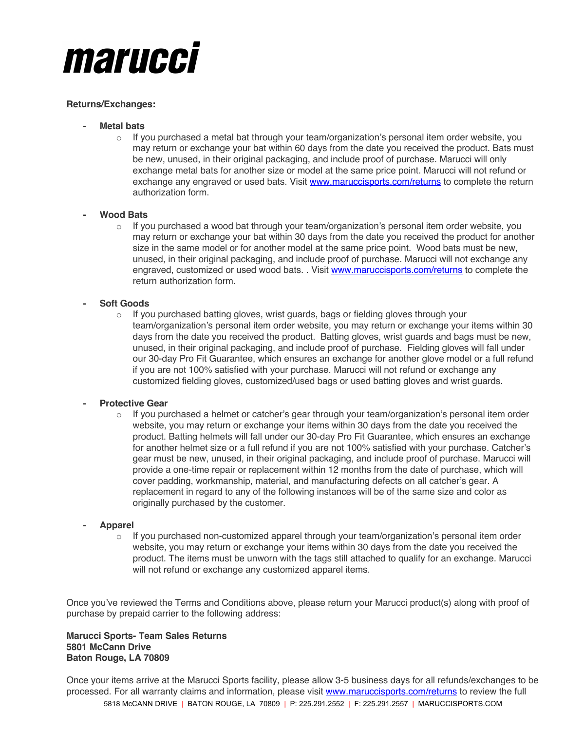# marucci

**Returns/Exchanges:**

- **Metal bats**
  - If you purchased a metal bat through your team/organization's personal item order website, you may return or exchange your bat within 60 days from the date you received the product. Bats must be new, unused, in their original packaging, and include proof of purchase. Marucci will only exchange metal bats for another size or model at the same price point. Marucci will not refund or exchange any engraved or used bats. Visit www.maruccisports.com/returns to complete the return authorization form.

- **Wood Bats**
  - If you purchased a wood bat through your team/organization's personal item order website, you may return or exchange your bat within 30 days from the date you received the product for another size in the same model or for another model at the same price point. Wood bats must be new, unused, in their original packaging, and include proof of purchase. Marucci will not exchange any engraved, customized or used wood bats. . Visit www.maruccisports.com/returns to complete the return authorization form.

- **Soft Goods**
  - If you purchased batting gloves, wrist guards, bags or fielding gloves through your team/organization's personal item order website, you may return or exchange your items within 30 days from the date you received the product. Batting gloves, wrist guards and bags must be new, unused, in their original packaging, and include proof of purchase. Fielding gloves will fall under our 30-day Pro Fit Guarantee, which ensures an exchange for another glove model or a full refund if you are not 100% satisfied with your purchase. Marucci will not refund or exchange any customized fielding gloves, customized/used bags or used batting gloves and wrist guards.

- **Protective Gear**
  - If you purchased a helmet or catcher's gear through your team/organization's personal item order website, you may return or exchange your items within 30 days from the date you received the product. Batting helmets will fall under our 30-day Pro Fit Guarantee, which ensures an exchange for another helmet size or a full refund if you are not 100% satisfied with your purchase. Catcher's gear must be new, unused, in their original packaging, and include proof of purchase. Marucci will provide a one-time repair or replacement within 12 months from the date of purchase, which will cover padding, workmanship, material, and manufacturing defects on all catcher's gear. A replacement in regard to any of the following instances will be of the same size and color as originally purchased by the customer.

- **Apparel**
  - If you purchased non-customized apparel through your team/organization's personal item order website, you may return or exchange your items within 30 days from the date you received the product. The items must be unworn with the tags still attached to qualify for an exchange. Marucci will not refund or exchange any customized apparel items.

Once you've reviewed the Terms and Conditions above, please return your Marucci product(s) along with proof of purchase by prepaid carrier to the following address:

**Marucci Sports- Team Sales Returns**
**5801 McCann Drive**
**Baton Rouge, LA 70809**

Once your items arrive at the Marucci Sports facility, please allow 3-5 business days for all refunds/exchanges to be processed. For all warranty claims and information, please visit www.maruccisports.com/returns to review the full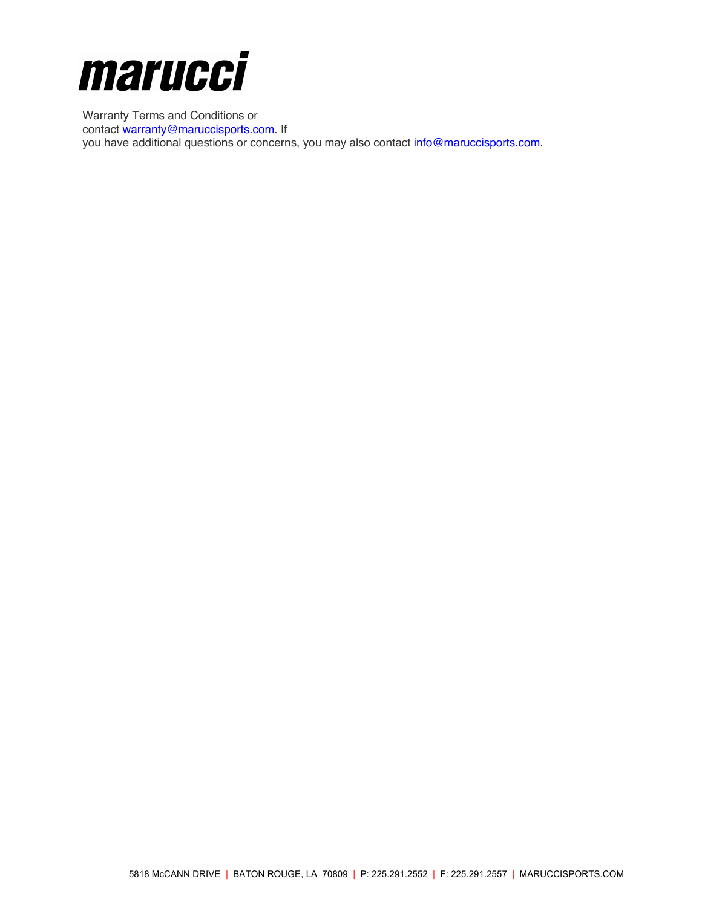Warranty Terms and Conditions or contact warranty@maruccisports.com. If you have additional questions or concerns, you may also contact info@maruccisports.com.